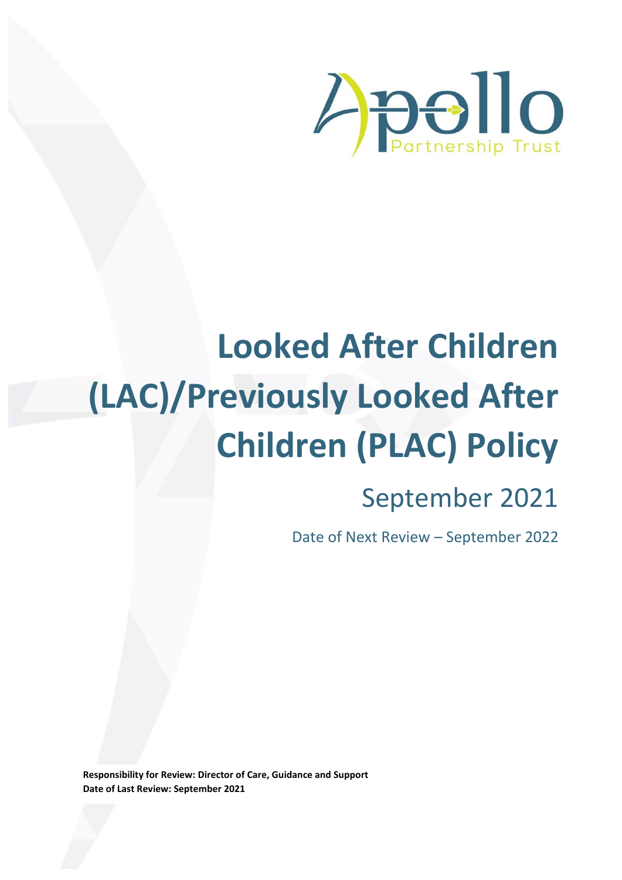Apollo Partnership Trust

# Looked After Children (LAC)/Previously Looked After Children (PLAC) Policy

September 2021

Date of Next Review – September 2022

**Responsibility for Review: Director of Care, Guidance and Support**
**Date of Last Review: September 2021**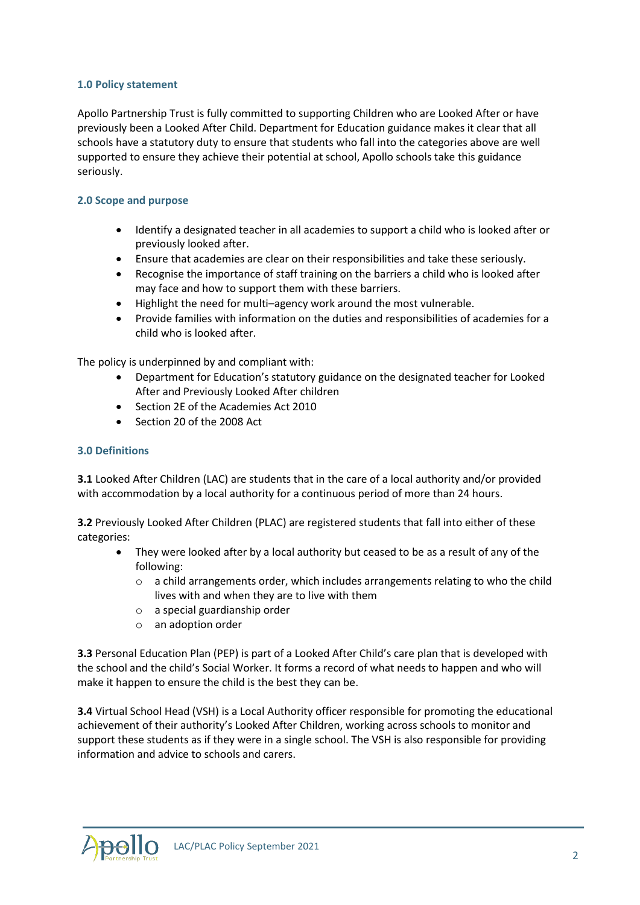### 1.0 Policy statement

Apollo Partnership Trust is fully committed to supporting Children who are Looked After or have previously been a Looked After Child. Department for Education guidance makes it clear that all schools have a statutory duty to ensure that students who fall into the categories above are well supported to ensure they achieve their potential at school, Apollo schools take this guidance seriously.

### 2.0 Scope and purpose

- Identify a designated teacher in all academies to support a child who is looked after or previously looked after.
- Ensure that academies are clear on their responsibilities and take these seriously.
- Recognise the importance of staff training on the barriers a child who is looked after may face and how to support them with these barriers.
- Highlight the need for multi–agency work around the most vulnerable.
- Provide families with information on the duties and responsibilities of academies for a child who is looked after.

The policy is underpinned by and compliant with:

- Department for Education's statutory guidance on the designated teacher for Looked After and Previously Looked After children
- Section 2E of the Academies Act 2010
- Section 20 of the 2008 Act

### 3.0 Definitions

**3.1** Looked After Children (LAC) are students that in the care of a local authority and/or provided with accommodation by a local authority for a continuous period of more than 24 hours.

**3.2** Previously Looked After Children (PLAC) are registered students that fall into either of these categories:

- They were looked after by a local authority but ceased to be as a result of any of the following:
  - a child arrangements order, which includes arrangements relating to who the child lives with and when they are to live with them
  - a special guardianship order
  - an adoption order

**3.3** Personal Education Plan (PEP) is part of a Looked After Child's care plan that is developed with the school and the child's Social Worker. It forms a record of what needs to happen and who will make it happen to ensure the child is the best they can be.

**3.4** Virtual School Head (VSH) is a Local Authority officer responsible for promoting the educational achievement of their authority's Looked After Children, working across schools to monitor and support these students as if they were in a single school. The VSH is also responsible for providing information and advice to schools and carers.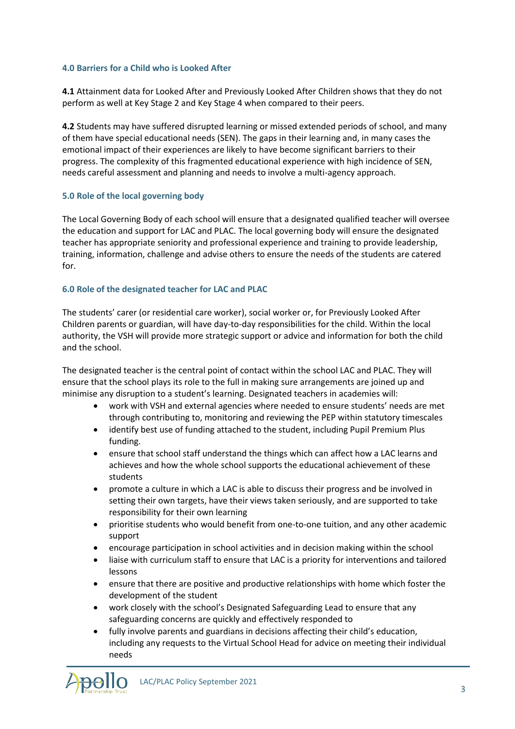## 4.0 Barriers for a Child who is Looked After

**4.1** Attainment data for Looked After and Previously Looked After Children shows that they do not perform as well at Key Stage 2 and Key Stage 4 when compared to their peers.

**4.2** Students may have suffered disrupted learning or missed extended periods of school, and many of them have special educational needs (SEN). The gaps in their learning and, in many cases the emotional impact of their experiences are likely to have become significant barriers to their progress. The complexity of this fragmented educational experience with high incidence of SEN, needs careful assessment and planning and needs to involve a multi-agency approach.

## 5.0 Role of the local governing body

The Local Governing Body of each school will ensure that a designated qualified teacher will oversee the education and support for LAC and PLAC. The local governing body will ensure the designated teacher has appropriate seniority and professional experience and training to provide leadership, training, information, challenge and advise others to ensure the needs of the students are catered for.

## 6.0 Role of the designated teacher for LAC and PLAC

The students' carer (or residential care worker), social worker or, for Previously Looked After Children parents or guardian, will have day-to-day responsibilities for the child. Within the local authority, the VSH will provide more strategic support or advice and information for both the child and the school.

The designated teacher is the central point of contact within the school LAC and PLAC. They will ensure that the school plays its role to the full in making sure arrangements are joined up and minimise any disruption to a student's learning. Designated teachers in academies will:

- work with VSH and external agencies where needed to ensure students' needs are met through contributing to, monitoring and reviewing the PEP within statutory timescales
- identify best use of funding attached to the student, including Pupil Premium Plus funding.
- ensure that school staff understand the things which can affect how a LAC learns and achieves and how the whole school supports the educational achievement of these students
- promote a culture in which a LAC is able to discuss their progress and be involved in setting their own targets, have their views taken seriously, and are supported to take responsibility for their own learning
- prioritise students who would benefit from one-to-one tuition, and any other academic support
- encourage participation in school activities and in decision making within the school
- liaise with curriculum staff to ensure that LAC is a priority for interventions and tailored lessons
- ensure that there are positive and productive relationships with home which foster the development of the student
- work closely with the school's Designated Safeguarding Lead to ensure that any safeguarding concerns are quickly and effectively responded to
- fully involve parents and guardians in decisions affecting their child's education, including any requests to the Virtual School Head for advice on meeting their individual needs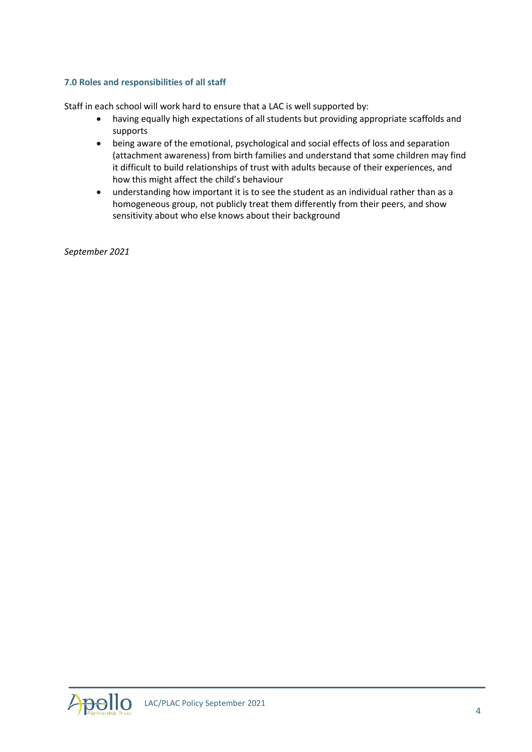### 7.0 Roles and responsibilities of all staff

Staff in each school will work hard to ensure that a LAC is well supported by:

- having equally high expectations of all students but providing appropriate scaffolds and supports
- being aware of the emotional, psychological and social effects of loss and separation (attachment awareness) from birth families and understand that some children may find it difficult to build relationships of trust with adults because of their experiences, and how this might affect the child's behaviour
- understanding how important it is to see the student as an individual rather than as a homogeneous group, not publicly treat them differently from their peers, and show sensitivity about who else knows about their background

*September 2021*